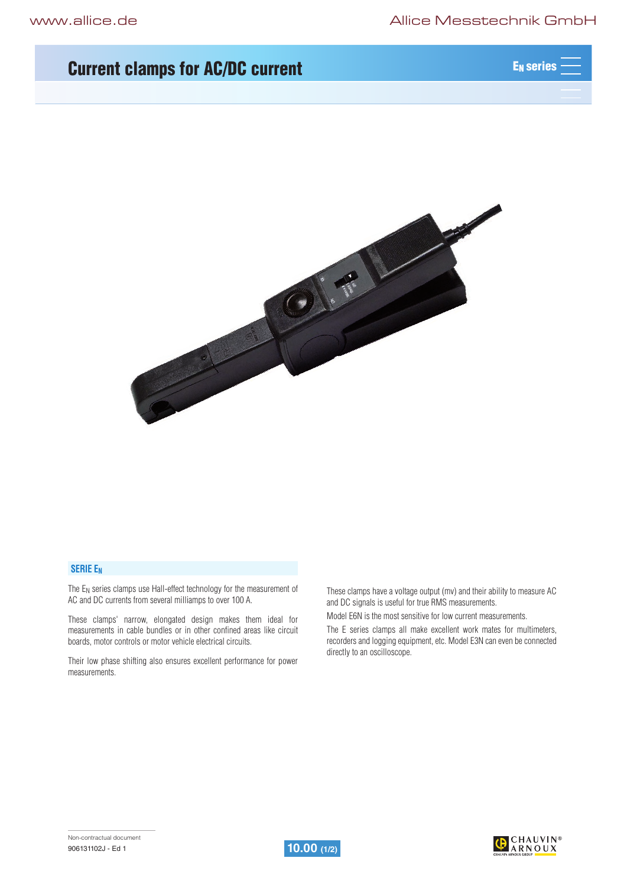# Current clamps for AC/DC current

$E_N$ series

## SERIE $E_N$

The $E_N$ series clamps use Hall-effect technology for the measurement of AC and DC currents from several milliamps to over 100 A.

These clamps' narrow, elongated design makes them ideal for measurements in cable bundles or in other confined areas like circuit boards, motor controls or motor vehicle electrical circuits.

Their low phase shifting also ensures excellent performance for power measurements.

These clamps have a voltage output (mv) and their ability to measure AC and DC signals is useful for true RMS measurements.

Model E6N is the most sensitive for low current measurements.

The E series clamps all make excellent work mates for multimeters, recorders and logging equipment, etc. Model E3N can even be connected directly to an oscilloscope.

Non-contractual document

906131102J - Ed 1

10.00 (1/2)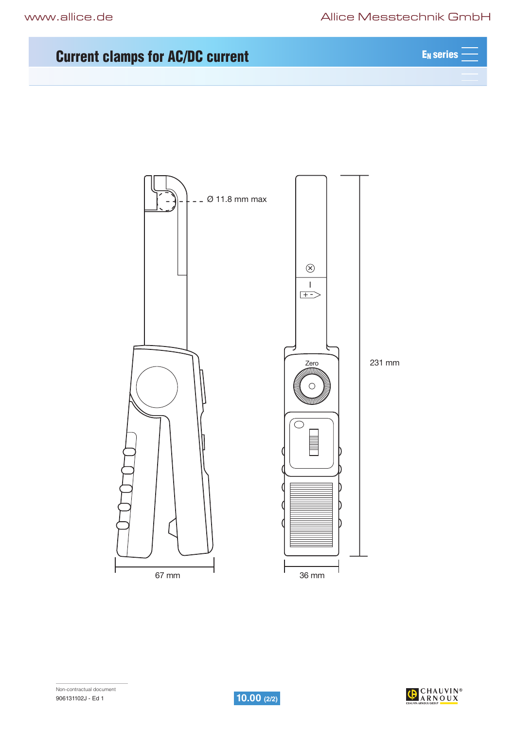# Current clamps for AC/DC current

Ø 11.8 mm max

Zero

231 mm

67 mm

36 mm

Non-contractual document

906131102J - Ed 1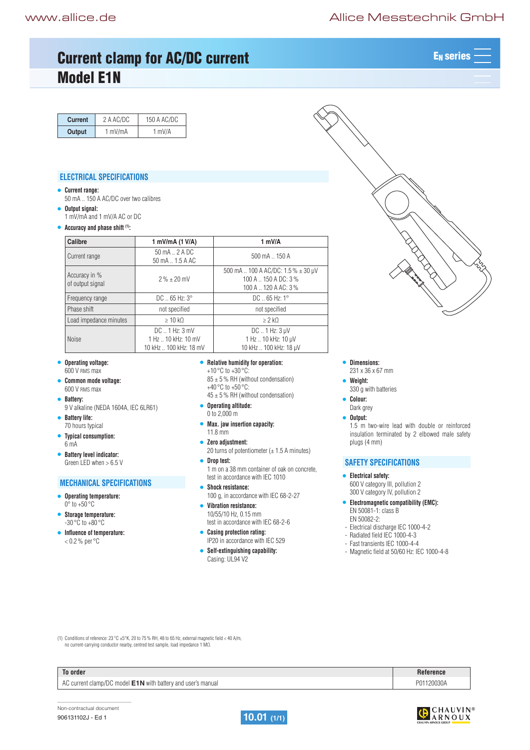# Current clamp for AC/DC current
# Model E1N

EN series

| Current | 2 A AC/DC | 150 A AC/DC |
|---|---|---|
| Output | 1 mV/mA | 1 mV/A |

## ELECTRICAL SPECIFICATIONS

- **Current range:**
  50 mA .. 150 A AC/DC over two calibres
- **Output signal:**
  1 mV/mA and 1 mV/A AC or DC
- **Accuracy and phase shift [(1)]:**

| Calibre | 1 mV/mA (1 V/A) | 1 mV/A |
|---|---|---|
| Current range | 50 mA .. 2 A DC<br>50 mA .. 1.5 A AC | 500 mA .. 150 A |
| Accuracy in %<br>of output signal | 2 % ± 20 mV | 500 mA .. 100 A AC/DC: 1.5 % ± 30 µV<br>100 A .. 150 A DC: 3 %<br>100 A .. 120 A AC: 3 % |
| Frequency range | DC .. 65 Hz: 3° | DC .. 65 Hz: 1° |
| Phase shift | not specified | not specified |
| Load impedance minutes | ≥ 10 kΩ | ≥ 2 kΩ |
| Noise | DC .. 1 Hz: 3 mV<br>1 Hz .. 10 kHz: 10 mV<br>10 kHz .. 100 kHz: 18 mV | DC .. 1 Hz: 3 µV<br>1 Hz .. 10 kHz: 10 µV<br>10 kHz .. 100 kHz: 18 µV |

- **Operating voltage:**
  600 V RMS max
- **Common mode voltage:**
  600 V RMS max
- **Battery:**
  9 V alkaline (NEDA 1604A, IEC 6LR61)
- **Battery life:**
  70 hours typical
- **Typical consumption:**
  6 mA
- **Battery level indicator:**
  Green LED when > 6.5 V

## MECHANICAL SPECIFICATIONS

- **Operating temperature:**
  0° to +50 °C
- **Storage temperature:**
  -30 °C to +80 °C
- **Influence of temperature:**
  < 0.2 % per °C
- **Relative humidity for operation:**
  +10 °C to +30 °C:
  85 ± 5 % RH (without condensation)
  +40 °C to +50 °C:
  45 ± 5 % RH (without condensation)
- **Operating altitude:**
  0 to 2,000 m
- **Max. jaw insertion capacity:**
  11.8 mm
- **Zero adjustment:**
  20 turns of potentiometer (± 1.5 A minutes)
- **Drop test:**
  1 m on a 38 mm container of oak on concrete, test in accordance with IEC 1010
- **Shock resistance:**
  100 g, in accordance with IEC 68-2-27
- **Vibration resistance:**
  10/55/10 Hz, 0.15 mm
  test in accordance with IEC 68-2-6
- **Casing protection rating:**
  IP20 in accordance with IEC 529
- **Self-extinguishing capability:**
  Casing: UL94 V2
- **Dimensions:**
  231 x 36 x 67 mm
- **Weight:**
  330 g with batteries
- **Colour:**
  Dark grey
- **Output:**
  1.5 m two-wire lead with double or reinforced insulation terminated by 2 elbowed male safety plugs (4 mm)

## SAFETY SPECIFICATIONS

- **Electrical safety:**
  600 V category III, pollution 2
  300 V category IV, pollution 2
- **Electromagnetic compatibility (EMC):**
  EN 50081-1: class B
  EN 50082-2:
  - Electrical discharge IEC 1000-4-2
  - Radiated field IEC 1000-4-3
  - Fast transients IEC 1000-4-4
  - Magnetic field at 50/60 Hz: IEC 1000-4-8

(1) Conditions of reference: 23 °C ±5°K, 20 to 75 % RH, 48 to 65 Hz, external magnetic field < 40 A/m, no current-carrying conductor nearby, centred test sample, load impedance 1 MΩ.

| To order | Reference |
|---|---|
| AC current clamp/DC model **E1N** with battery and user's manual | P01120030A |

Non-contractual document
906131102J - Ed 1

10.01 (1/1)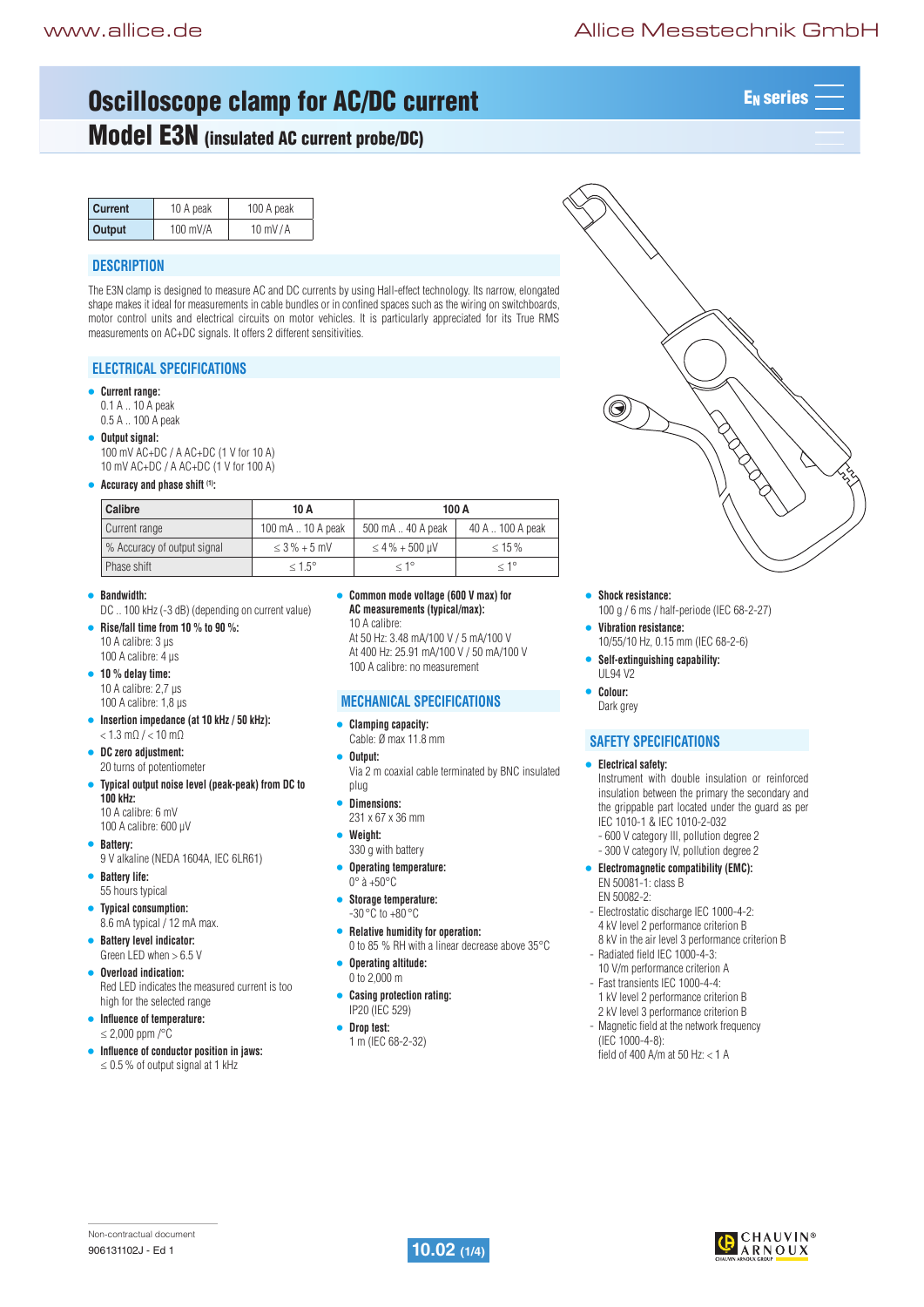# Oscilloscope clamp for AC/DC current

## Model E3N (insulated AC current probe/DC)

| Current | 10 A peak | 100 A peak |
|---|---|---|
| Output | 100 mV/A | 10 mV / A |

## DESCRIPTION

The E3N clamp is designed to measure AC and DC currents by using Hall-effect technology. Its narrow, elongated shape makes it ideal for measurements in cable bundles or in confined spaces such as the wiring on switchboards, motor control units and electrical circuits on motor vehicles. It is particularly appreciated for its True RMS measurements on AC+DC signals. It offers 2 different sensitivities.

## ELECTRICAL SPECIFICATIONS

- **Current range:**
  0.1 A .. 10 A peak
  0.5 A .. 100 A peak
- **Output signal:**
  100 mV AC+DC / A AC+DC (1 V for 10 A)
  10 mV AC+DC / A AC+DC (1 V for 100 A)
- **Accuracy and phase shift [1]:**

| Calibre | 10 A | 100 A | |
|---|---|---|---|
| Current range | 100 mA .. 10 A peak | 500 mA .. 40 A peak | 40 A .. 100 A peak |
| % Accuracy of output signal | ≤ 3 % + 5 mV | ≤ 4 % + 500 µV | ≤ 15 % |
| Phase shift | ≤ 1.5° | ≤ 1° | ≤ 1° |

- **Bandwidth:**
  DC .. 100 kHz (-3 dB) (depending on current value)
- **Rise/fall time from 10 % to 90 %:**
  10 A calibre: 3 µs
  100 A calibre: 4 µs
- **10 % delay time:**
  10 A calibre: 2,7 µs
  100 A calibre: 1,8 µs
- **Insertion impedance (at 10 kHz / 50 kHz):**
  < 1.3 mΩ / < 10 mΩ
- **DC zero adjustment:**
  20 turns of potentiometer
- **Typical output noise level (peak-peak) from DC to 100 kHz:**
  10 A calibre: 6 mV
  100 A calibre: 600 µV
- **Battery:**
  9 V alkaline (NEDA 1604A, IEC 6LR61)
- **Battery life:**
  55 hours typical
- **Typical consumption:**
  8.6 mA typical / 12 mA max.
- **Battery level indicator:**
  Green LED when > 6.5 V
- **Overload indication:**
  Red LED indicates the measured current is too high for the selected range
- **Influence of temperature:**
  ≤ 2,000 ppm /°C
- **Influence of conductor position in jaws:**
  ≤ 0.5 % of output signal at 1 kHz
- **Common mode voltage (600 V max) for AC measurements (typical/max):**
  10 A calibre:
  At 50 Hz: 3.48 mA/100 V / 5 mA/100 V
  At 400 Hz: 25.91 mA/100 V / 50 mA/100 V
  100 A calibre: no measurement

## MECHANICAL SPECIFICATIONS

- **Clamping capacity:**
  Cable: Ø max 11.8 mm
- **Output:**
  Via 2 m coaxial cable terminated by BNC insulated plug
- **Dimensions:**
  231 x 67 x 36 mm
- **Weight:**
  330 g with battery
- **Operating temperature:**
  0° à +50°C
- **Storage temperature:**
  -30 °C to +80 °C
- **Relative humidity for operation:**
  0 to 85 % RH with a linear decrease above 35°C
- **Operating altitude:**
  0 to 2,000 m
- **Casing protection rating:**
  IP20 (IEC 529)
- **Drop test:**
  1 m (IEC 68-2-32)
- **Shock resistance:**
  100 g / 6 ms / half-periode (IEC 68-2-27)
- **Vibration resistance:**
  10/55/10 Hz, 0.15 mm (IEC 68-2-6)
- **Self-extinguishing capability:**
  UL94 V2
- **Colour:**
  Dark grey

## SAFETY SPECIFICATIONS

- **Electrical safety:**
  Instrument with double insulation or reinforced insulation between the primary the secondary and the grippable part located under the guard as per IEC 1010-1 & IEC 1010-2-032
  - 600 V category III, pollution degree 2
  - 300 V category IV, pollution degree 2
- **Electromagnetic compatibility (EMC):**
  EN 50081-1: class B
  EN 50082-2:
  - Electrostatic discharge IEC 1000-4-2:
    4 kV level 2 performance criterion B
    8 kV in the air level 3 performance criterion B
  - Radiated field IEC 1000-4-3:
    10 V/m performance criterion A
  - Fast transients IEC 1000-4-4:
    1 kV level 2 performance criterion B
    2 kV level 3 performance criterion B
  - Magnetic field at the network frequency (IEC 1000-4-8):
    field of 400 A/m at 50 Hz: < 1 A

Non-contractual document
906131102J - Ed 1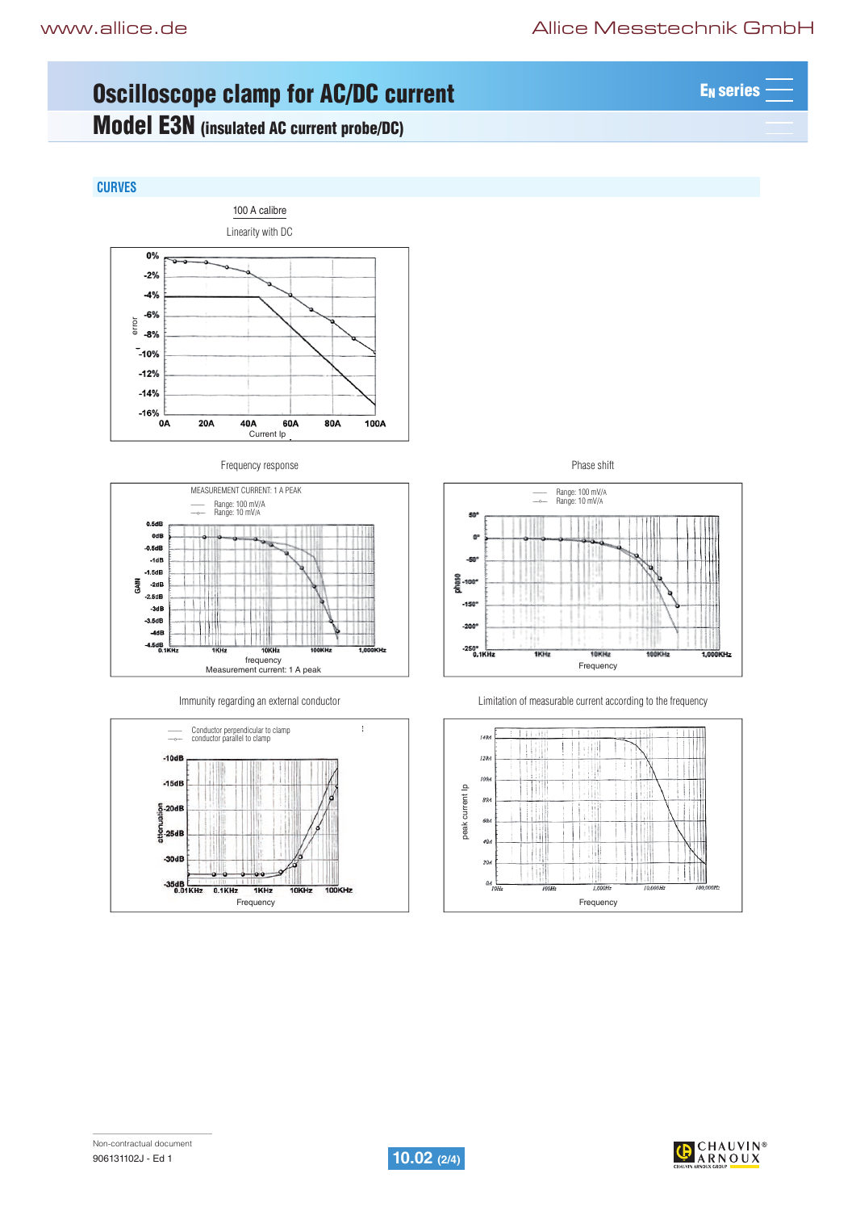# Oscilloscope clamp for AC/DC current

## Model E3N (insulated AC current probe/DC)

### CURVES

100 A calibre

Linearity with DC

error

0% -2% -4% -6% -8% -10% -12% -14% -16%

0A 20A 40A 60A 80A 100A

Current Ip

Frequency response

MEASUREMENT CURRENT: 1 A PEAK

Range: 100 mV/A
Range: 10 mV/A

GAIN

0.5dB 0dB -0.5dB -1dB -1.5dB -2dB -2.5dB -3dB -3.5dB -4dB -4.5dB

0.1KHz 1KHz 10KHz 100KHz 1,000KHz

frequency

Measurement current: 1 A peak

Phase shift

Range: 100 mV/A
Range: 10 mV/A

phase

50° 0° -50° -100° -150° -200° -250°

0.1KHz 1KHz 10KHz 100KHz 1,000KHz

Frequency

Immunity regarding an external conductor

Conductor perpendicular to clamp
conductor parallel to clamp

attenuation

-10dB -15dB -20dB -25dB -30dB -35dB

0.01KHz 0.1KHz 1KHz 10KHz 100KHz

Frequency

Limitation of measurable current according to the frequency

peak current Ip

140A 120A 100A 80A 60A 40A 20A 0A

10Hz 100Hz 1,000Hz 10,000Hz 100,000Hz

Frequency

Non-contractual document

906131102J - Ed 1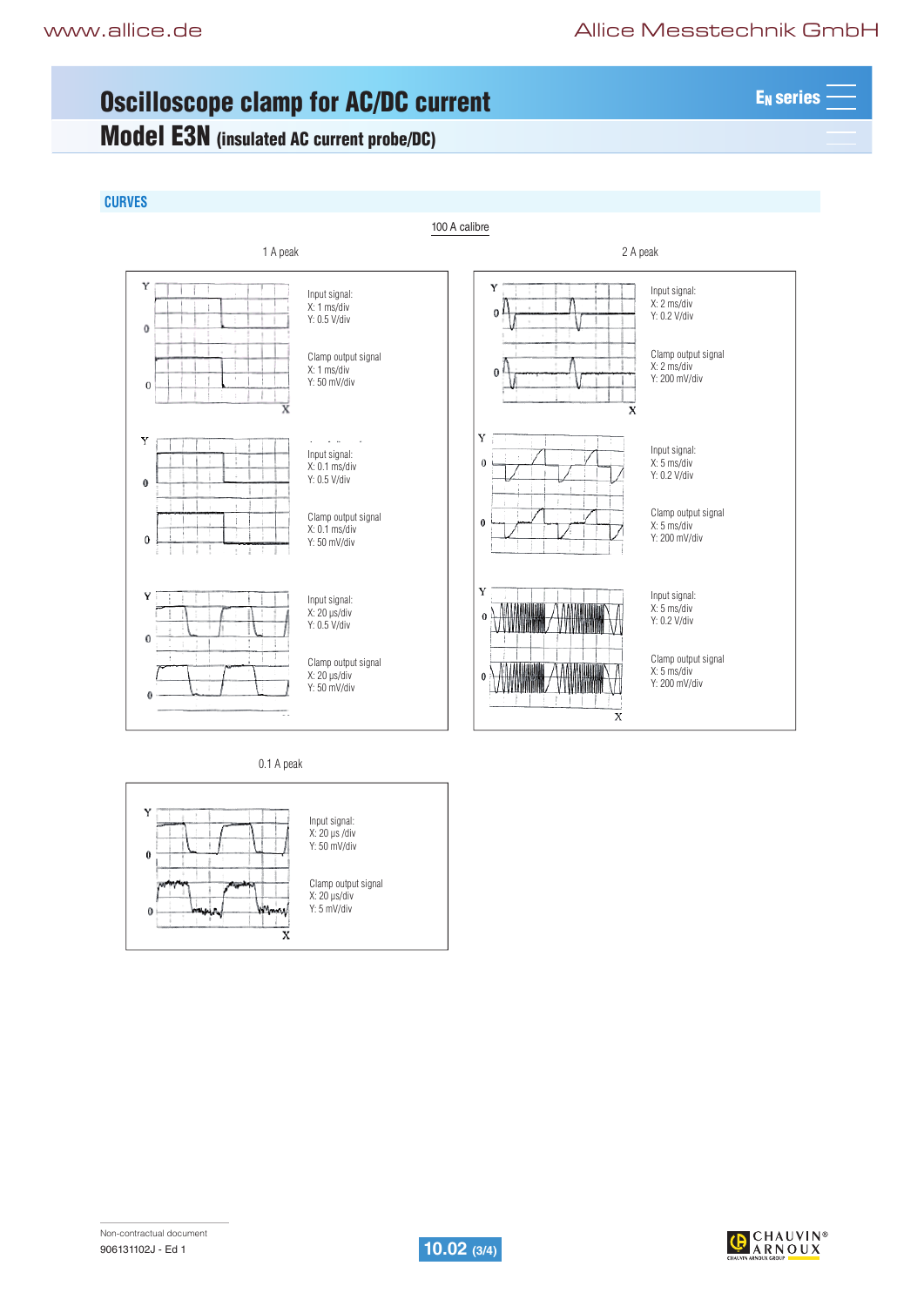# Oscilloscope clamp for AC/DC current

## Model E3N (insulated AC current probe/DC)

### CURVES

100 A calibre

**1 A peak**

Input signal:
X: 1 ms/div
Y: 0.5 V/div

Clamp output signal
X: 1 ms/div
Y: 50 mV/div

Input signal:
X: 0.1 ms/div
Y: 0.5 V/div

Clamp output signal
X: 0.1 ms/div
Y: 50 mV/div

Input signal:
X: 20 µs/div
Y: 0.5 V/div

Clamp output signal
X: 20 µs/div
Y: 50 mV/div

**2 A peak**

Input signal:
X: 2 ms/div
Y: 0.2 V/div

Clamp output signal
X: 2 ms/div
Y: 200 mV/div

Input signal:
X: 5 ms/div
Y: 0.2 V/div

Clamp output signal
X: 5 ms/div
Y: 200 mV/div

Input signal:
X: 5 ms/div
Y: 0.2 V/div

Clamp output signal
X: 5 ms/div
Y: 200 mV/div

**0.1 A peak**

Input signal:
X: 20 µs /div
Y: 50 mV/div

Clamp output signal
X: 20 µs/div
Y: 5 mV/div

Non-contractual document
906131102J - Ed 1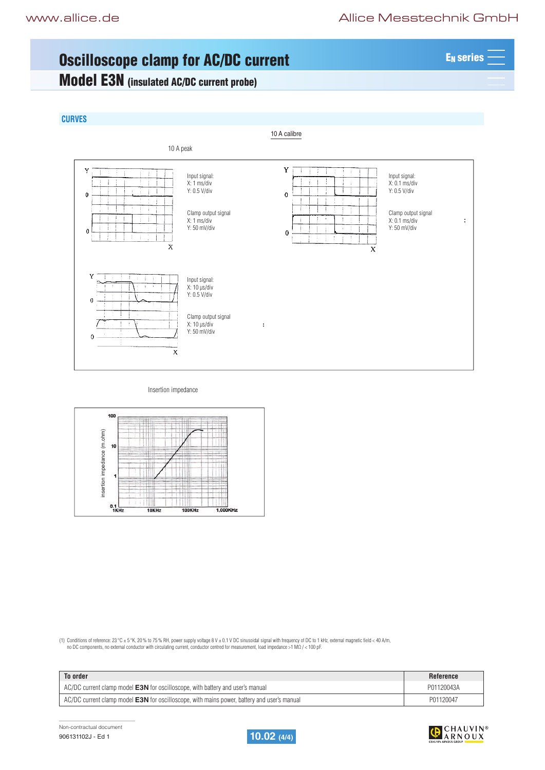# Oscilloscope clamp for AC/DC current

## Model E3N (insulated AC/DC current probe)

### CURVES

10 A calibre

10 A peak

Input signal:
X: 1 ms/div
Y: 0.5 V/div

Clamp output signal
X: 1 ms/div
Y: 50 mV/div

Input signal:
X: 0.1 ms/div
Y: 0.5 V/div

Clamp output signal
X: 0.1 ms/div
Y: 50 mV/div

Input signal:
X: 10 µs/div
Y: 0.5 V/div

Clamp output signal
X: 10 µs/div
Y: 50 mV/div

Insertion impedance

(1) Conditions of reference: 23 °C ± 5 °K, 20 % to 75 % RH, power supply voltage 8 V ± 0.1 V DC sinusoidal signal with frequency of DC to 1 kHz, external magnetic field < 40 A/m, no DC components, no external conductor with circulating current, conductor centred for measurement, load impedance >1 MΩ / < 100 pF.

| To order | Reference |
|---|---|
| AC/DC current clamp model **E3N** for oscilloscope, with battery and user's manual | P01120043A |
| AC/DC current clamp model **E3N** for oscilloscope, with mains power, battery and user's manual | P01120047 |

Non-contractual document
906131102J - Ed 1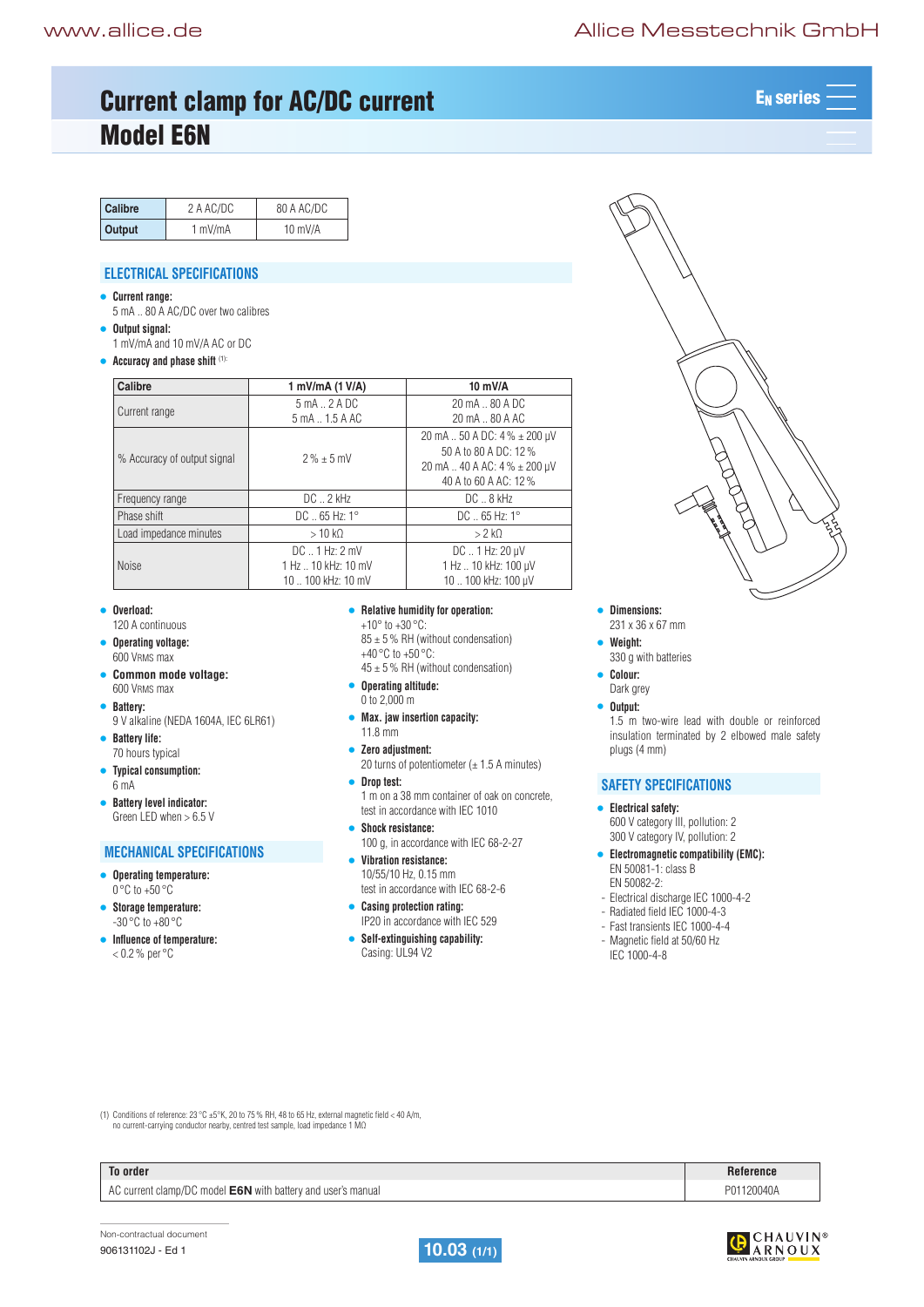# Current clamp for AC/DC current
# Model E6N

EN series

| Calibre | 2 A AC/DC | 80 A AC/DC |
|---|---|---|
| Output | 1 mV/mA | 10 mV/A |

## ELECTRICAL SPECIFICATIONS

- **Current range:**
  5 mA .. 80 A AC/DC over two calibres
- **Output signal:**
  1 mV/mA and 10 mV/A AC or DC
- **Accuracy and phase shift** (1):

| Calibre | 1 mV/mA (1 V/A) | 10 mV/A |
|---|---|---|
| Current range | 5 mA .. 2 A DC<br>5 mA .. 1.5 A AC | 20 mA .. 80 A DC<br>20 mA .. 80 A AC |
| % Accuracy of output signal | 2 % ± 5 mV | 20 mA .. 50 A DC: 4 % ± 200 µV<br>50 A to 80 A DC: 12 %<br>20 mA .. 40 A AC: 4 % ± 200 µV<br>40 A to 60 A AC: 12 % |
| Frequency range | DC .. 2 kHz | DC .. 8 kHz |
| Phase shift | DC .. 65 Hz: 1° | DC .. 65 Hz: 1° |
| Load impedance minutes | > 10 kΩ | > 2 kΩ |
| Noise | DC .. 1 Hz: 2 mV<br>1 Hz .. 10 kHz: 10 mV<br>10 .. 100 kHz: 10 mV | DC .. 1 Hz: 20 µV<br>1 Hz .. 10 kHz: 100 µV<br>10 .. 100 kHz: 100 µV |

- **Overload:**
  120 A continuous
- **Operating voltage:**
  600 VRMS max
- **Common mode voltage:**
  600 VRMS max
- **Battery:**
  9 V alkaline (NEDA 1604A, IEC 6LR61)
- **Battery life:**
  70 hours typical
- **Typical consumption:**
  6 mA
- **Battery level indicator:**
  Green LED when > 6.5 V

## MECHANICAL SPECIFICATIONS

- **Operating temperature:**
  0 °C to +50 °C
- **Storage temperature:**
  -30 °C to +80 °C
- **Influence of temperature:**
  < 0.2 % per °C
- **Relative humidity for operation:**
  +10° to +30 °C:
  85 ± 5 % RH (without condensation)
  +40 °C to +50 °C:
  45 ± 5 % RH (without condensation)
- **Operating altitude:**
  0 to 2,000 m
- **Max. jaw insertion capacity:**
  11.8 mm
- **Zero adjustment:**
  20 turns of potentiometer (± 1.5 A minutes)
- **Drop test:**
  1 m on a 38 mm container of oak on concrete, test in accordance with IEC 1010
- **Shock resistance:**
  100 g, in accordance with IEC 68-2-27
- **Vibration resistance:**
  10/55/10 Hz, 0.15 mm
  test in accordance with IEC 68-2-6
- **Casing protection rating:**
  IP20 in accordance with IEC 529
- **Self-extinguishing capability:**
  Casing: UL94 V2
- **Dimensions:**
  231 x 36 x 67 mm
- **Weight:**
  330 g with batteries
- **Colour:**
  Dark grey
- **Output:**
  1.5 m two-wire lead with double or reinforced insulation terminated by 2 elbowed male safety plugs (4 mm)

## SAFETY SPECIFICATIONS

- **Electrical safety:**
  600 V category III, pollution: 2
  300 V category IV, pollution: 2
- **Electromagnetic compatibility (EMC):**
  EN 50081-1: class B
  EN 50082-2:
  - Electrical discharge IEC 1000-4-2
  - Radiated field IEC 1000-4-3
  - Fast transients IEC 1000-4-4
  - Magnetic field at 50/60 Hz IEC 1000-4-8

(1) Conditions of reference: 23 °C ±5°K, 20 to 75 % RH, 48 to 65 Hz, external magnetic field < 40 A/m, no current-carrying conductor nearby, centred test sample, load impedance 1 MΩ

| To order | Reference |
|---|---|
| AC current clamp/DC model **E6N** with battery and user's manual | P01120040A |

Non-contractual document
906131102J - Ed 1

10.03 (1/1)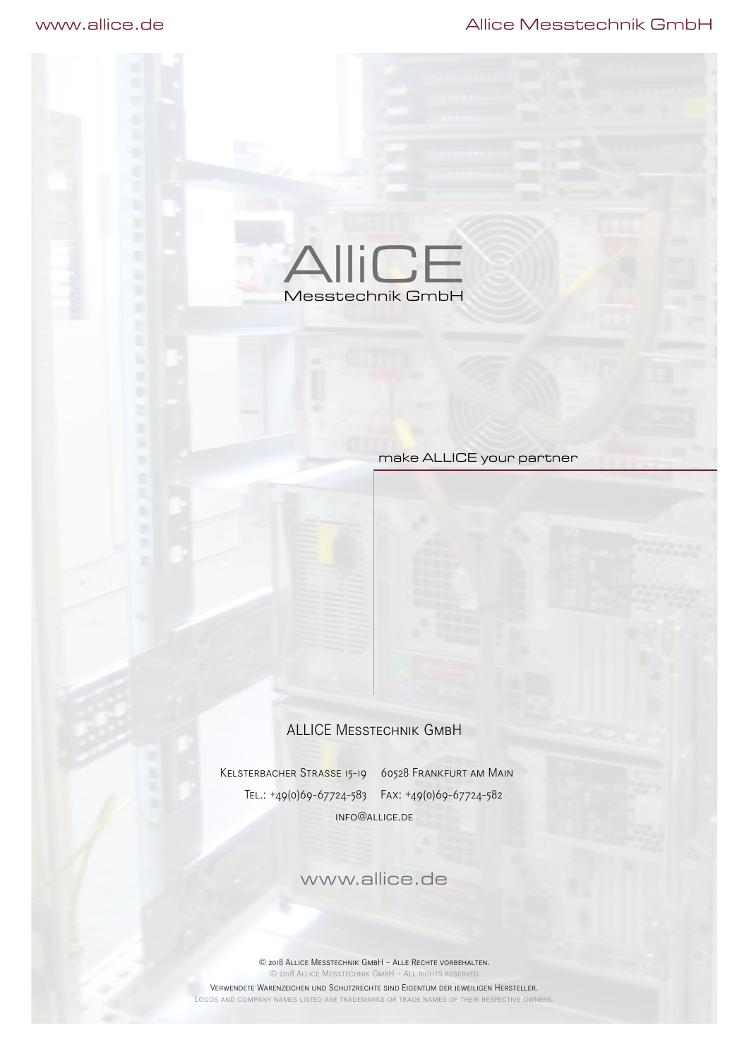# AlliCE
Messtechnik GmbH

make ALLICE your partner

## ALLICE Messtechnik GmbH

Kelsterbacher Strasse 15-19 60528 Frankfurt am Main

Tel.: +49(0)69-67724-583 Fax: +49(0)69-67724-582

info@allice.de

www.allice.de

© 2018 Allice Messtechnik GmbH – Alle Rechte vorbehalten.
© 2018 Allice Messtechnik GmbH – All rights reserved

Verwendete Warenzeichen und Schutzrechte sind Eigentum der jeweiligen Hersteller.
Logos and company names listed are trademarks or trade names of their respective owners.